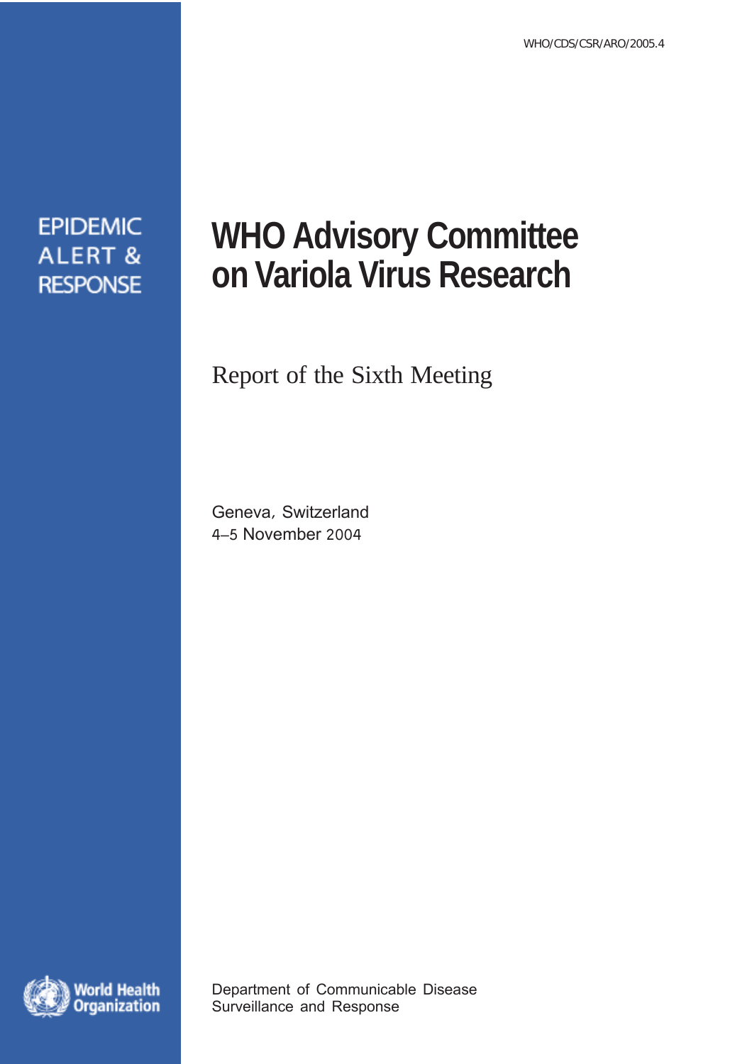WHO/CDS/CSR/ARO/2005.4

EPIDEMIC ALERT & RESPONSE

# WHO Advisory Committee on Variola Virus Research

## Report of the Sixth Meeting

Geneva, Switzerland
4–5 November 2004

World Health Organization

Department of Communicable Disease Surveillance and Response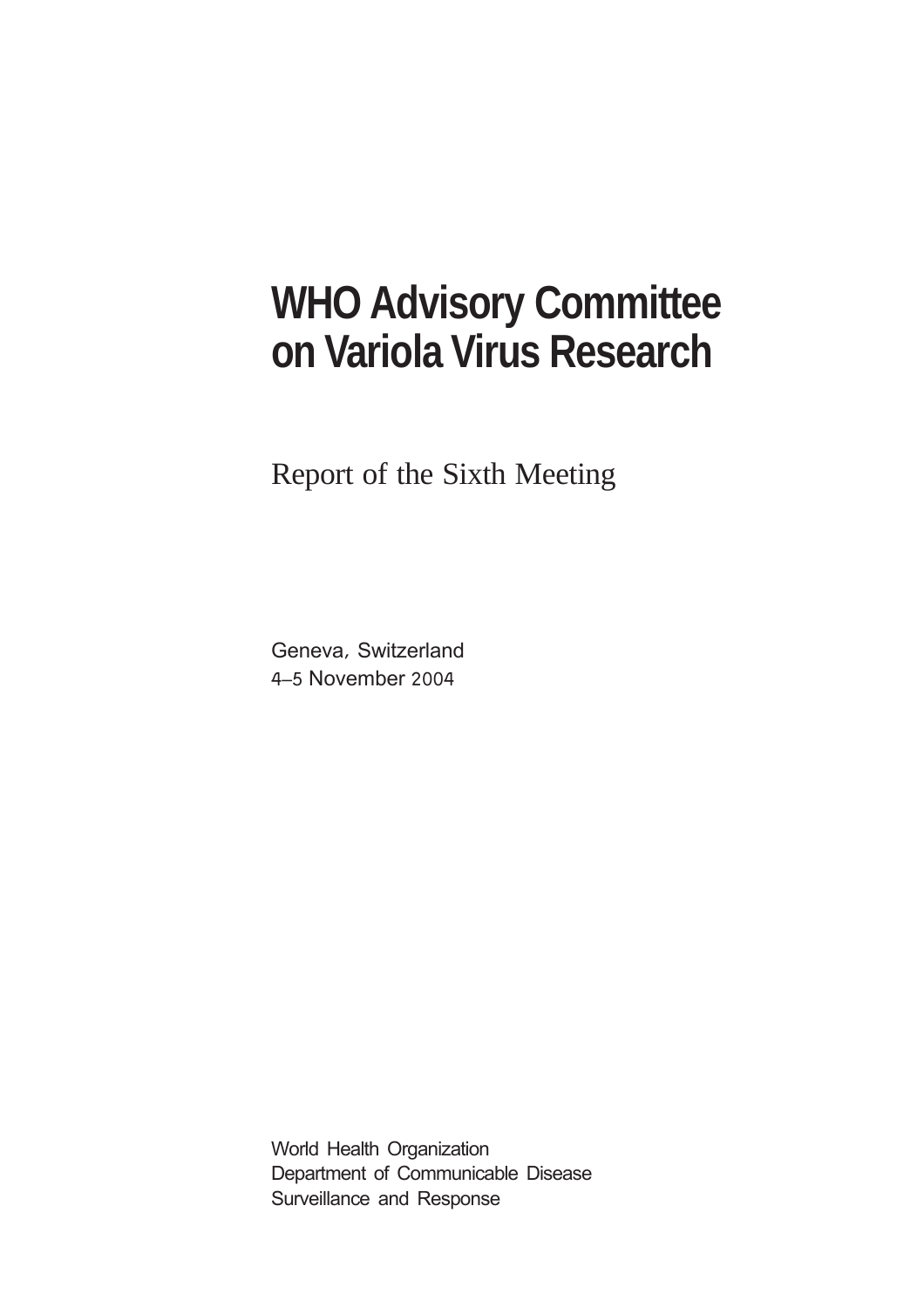# WHO Advisory Committee on Variola Virus Research

Report of the Sixth Meeting

Geneva, Switzerland
4–5 November 2004

World Health Organization
Department of Communicable Disease
Surveillance and Response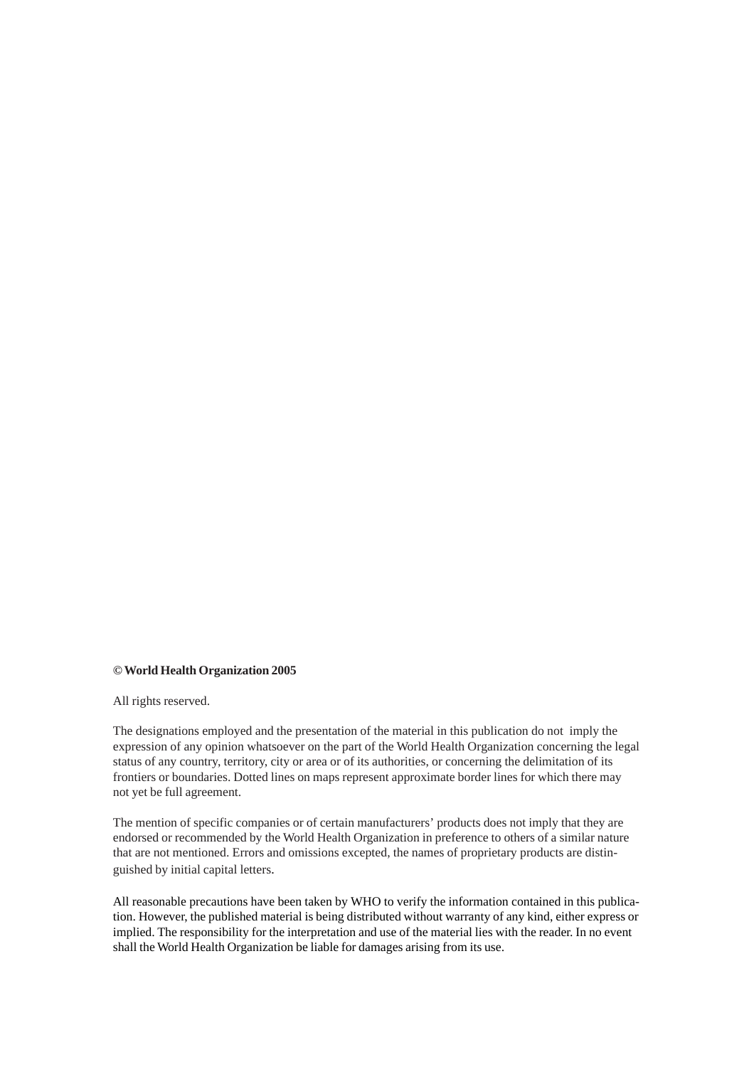**© World Health Organization 2005**

All rights reserved.

The designations employed and the presentation of the material in this publication do not imply the expression of any opinion whatsoever on the part of the World Health Organization concerning the legal status of any country, territory, city or area or of its authorities, or concerning the delimitation of its frontiers or boundaries. Dotted lines on maps represent approximate border lines for which there may not yet be full agreement.

The mention of specific companies or of certain manufacturers' products does not imply that they are endorsed or recommended by the World Health Organization in preference to others of a similar nature that are not mentioned. Errors and omissions excepted, the names of proprietary products are distinguished by initial capital letters.

All reasonable precautions have been taken by WHO to verify the information contained in this publication. However, the published material is being distributed without warranty of any kind, either express or implied. The responsibility for the interpretation and use of the material lies with the reader. In no event shall the World Health Organization be liable for damages arising from its use.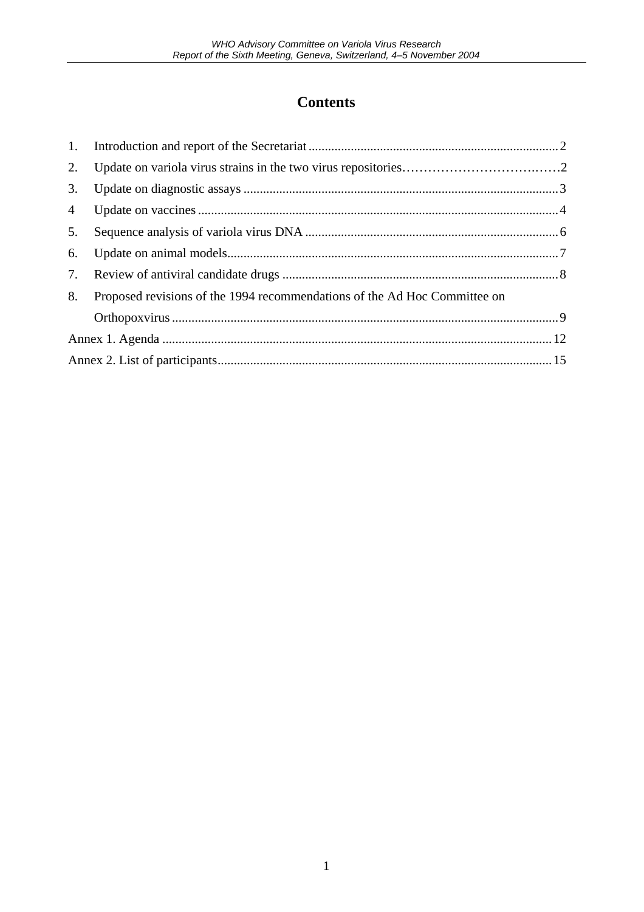# Contents

1. Introduction and report of the Secretariat ............................................................................ 2
2. Update on variola virus strains in the two virus repositories……………………………..…….2
3. Update on diagnostic assays ................................................................................................ 3
4. Update on vaccines .............................................................................................................. 4
5. Sequence analysis of variola virus DNA ............................................................................. 6
6. Update on animal models..................................................................................................... 7
7. Review of antiviral candidate drugs .................................................................................... 8
8. Proposed revisions of the 1994 recommendations of the Ad Hoc Committee on Orthopoxvirus ...................................................................................................................... 9

Annex 1. Agenda ....................................................................................................................... 12

Annex 2. List of participants...................................................................................................... 15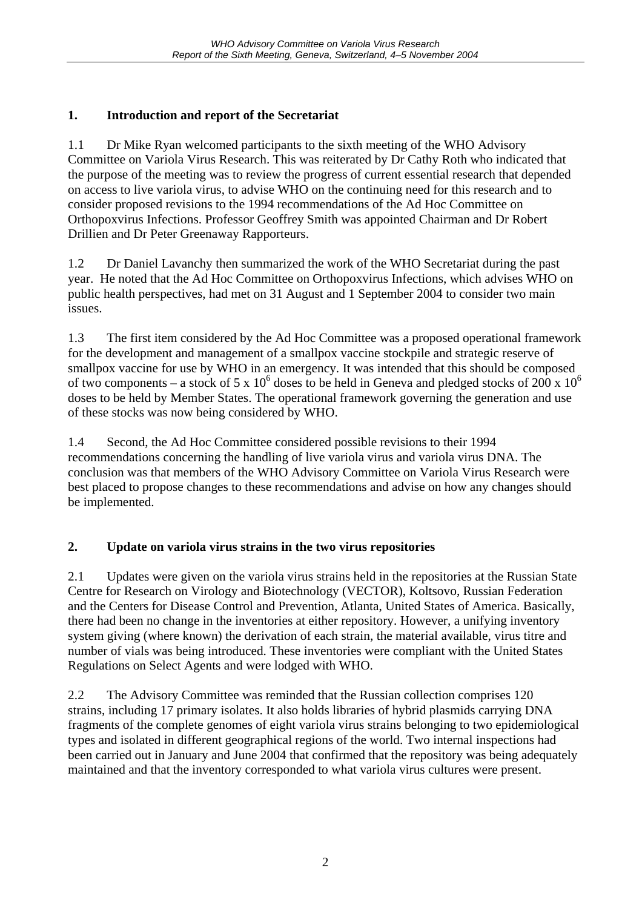## 1. Introduction and report of the Secretariat

1.1 Dr Mike Ryan welcomed participants to the sixth meeting of the WHO Advisory Committee on Variola Virus Research. This was reiterated by Dr Cathy Roth who indicated that the purpose of the meeting was to review the progress of current essential research that depended on access to live variola virus, to advise WHO on the continuing need for this research and to consider proposed revisions to the 1994 recommendations of the Ad Hoc Committee on Orthopoxvirus Infections. Professor Geoffrey Smith was appointed Chairman and Dr Robert Drillien and Dr Peter Greenaway Rapporteurs.

1.2 Dr Daniel Lavanchy then summarized the work of the WHO Secretariat during the past year. He noted that the Ad Hoc Committee on Orthopoxvirus Infections, which advises WHO on public health perspectives, had met on 31 August and 1 September 2004 to consider two main issues.

1.3 The first item considered by the Ad Hoc Committee was a proposed operational framework for the development and management of a smallpox vaccine stockpile and strategic reserve of smallpox vaccine for use by WHO in an emergency. It was intended that this should be composed of two components – a stock of $5 \times 10^6$ doses to be held in Geneva and pledged stocks of $200 \times 10^6$ doses to be held by Member States. The operational framework governing the generation and use of these stocks was now being considered by WHO.

1.4 Second, the Ad Hoc Committee considered possible revisions to their 1994 recommendations concerning the handling of live variola virus and variola virus DNA. The conclusion was that members of the WHO Advisory Committee on Variola Virus Research were best placed to propose changes to these recommendations and advise on how any changes should be implemented.

## 2. Update on variola virus strains in the two virus repositories

2.1 Updates were given on the variola virus strains held in the repositories at the Russian State Centre for Research on Virology and Biotechnology (VECTOR), Koltsovo, Russian Federation and the Centers for Disease Control and Prevention, Atlanta, United States of America. Basically, there had been no change in the inventories at either repository. However, a unifying inventory system giving (where known) the derivation of each strain, the material available, virus titre and number of vials was being introduced. These inventories were compliant with the United States Regulations on Select Agents and were lodged with WHO.

2.2 The Advisory Committee was reminded that the Russian collection comprises 120 strains, including 17 primary isolates. It also holds libraries of hybrid plasmids carrying DNA fragments of the complete genomes of eight variola virus strains belonging to two epidemiological types and isolated in different geographical regions of the world. Two internal inspections had been carried out in January and June 2004 that confirmed that the repository was being adequately maintained and that the inventory corresponded to what variola virus cultures were present.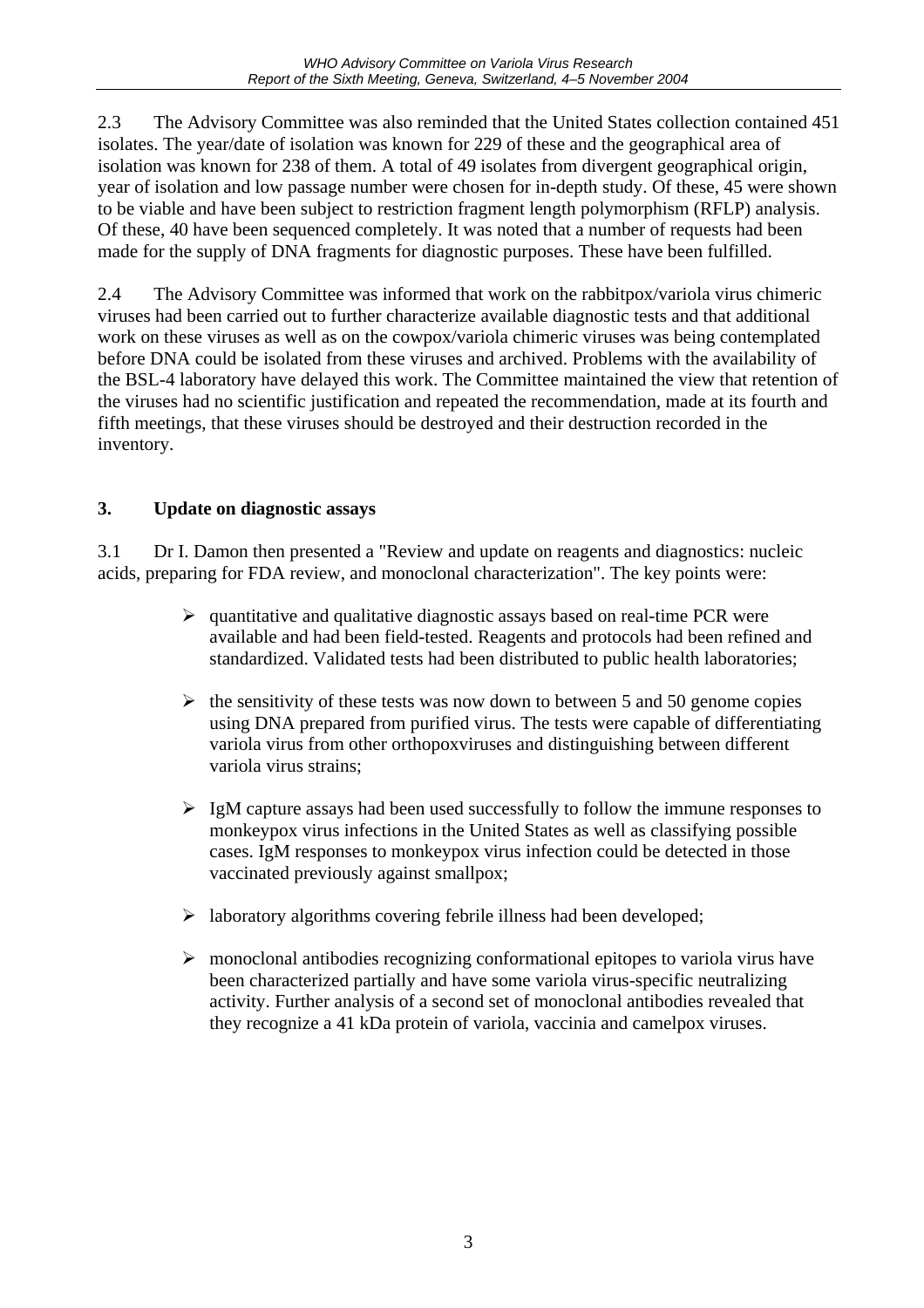2.3 The Advisory Committee was also reminded that the United States collection contained 451 isolates. The year/date of isolation was known for 229 of these and the geographical area of isolation was known for 238 of them. A total of 49 isolates from divergent geographical origin, year of isolation and low passage number were chosen for in-depth study. Of these, 45 were shown to be viable and have been subject to restriction fragment length polymorphism (RFLP) analysis. Of these, 40 have been sequenced completely. It was noted that a number of requests had been made for the supply of DNA fragments for diagnostic purposes. These have been fulfilled.

2.4 The Advisory Committee was informed that work on the rabbitpox/variola virus chimeric viruses had been carried out to further characterize available diagnostic tests and that additional work on these viruses as well as on the cowpox/variola chimeric viruses was being contemplated before DNA could be isolated from these viruses and archived. Problems with the availability of the BSL-4 laboratory have delayed this work. The Committee maintained the view that retention of the viruses had no scientific justification and repeated the recommendation, made at its fourth and fifth meetings, that these viruses should be destroyed and their destruction recorded in the inventory.

## 3. Update on diagnostic assays

3.1 Dr I. Damon then presented a "Review and update on reagents and diagnostics: nucleic acids, preparing for FDA review, and monoclonal characterization". The key points were:

- quantitative and qualitative diagnostic assays based on real-time PCR were available and had been field-tested. Reagents and protocols had been refined and standardized. Validated tests had been distributed to public health laboratories;
- the sensitivity of these tests was now down to between 5 and 50 genome copies using DNA prepared from purified virus. The tests were capable of differentiating variola virus from other orthopoxviruses and distinguishing between different variola virus strains;
- IgM capture assays had been used successfully to follow the immune responses to monkeypox virus infections in the United States as well as classifying possible cases. IgM responses to monkeypox virus infection could be detected in those vaccinated previously against smallpox;
- laboratory algorithms covering febrile illness had been developed;
- monoclonal antibodies recognizing conformational epitopes to variola virus have been characterized partially and have some variola virus-specific neutralizing activity. Further analysis of a second set of monoclonal antibodies revealed that they recognize a 41 kDa protein of variola, vaccinia and camelpox viruses.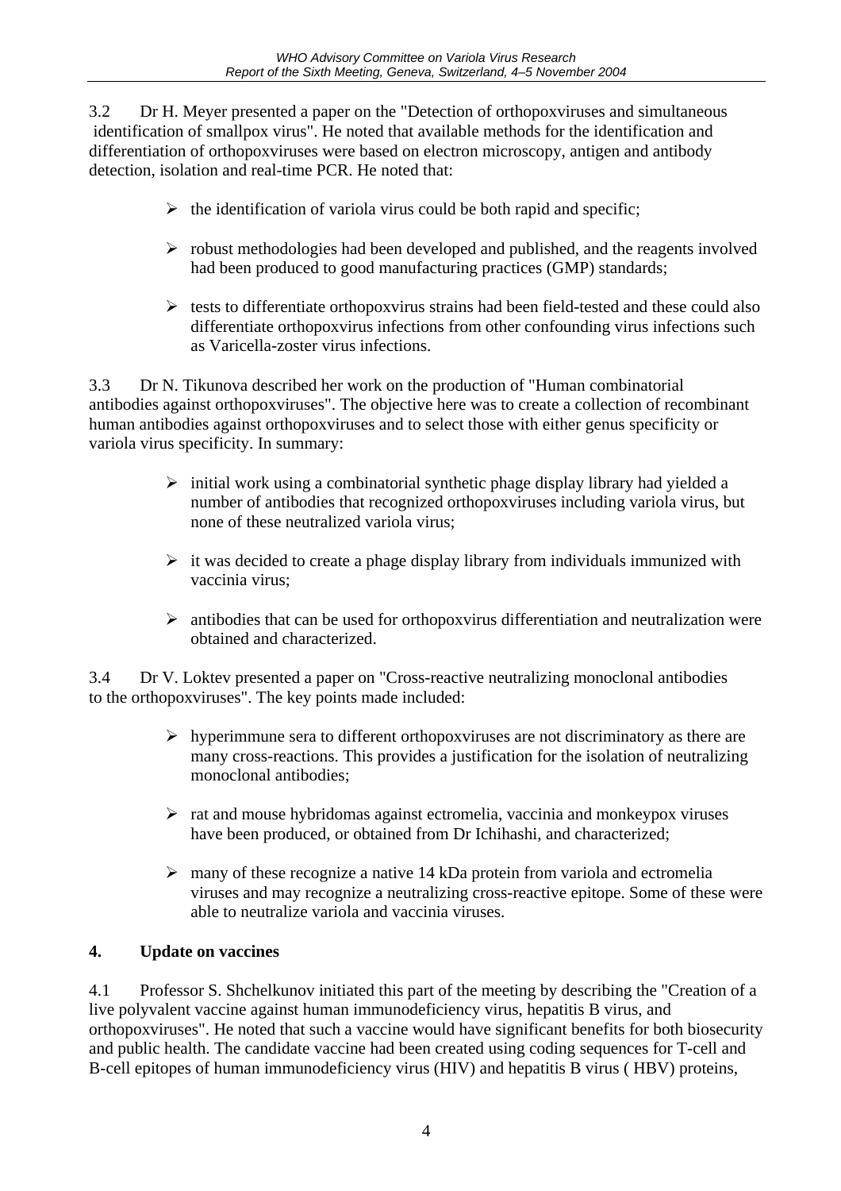3.2 Dr H. Meyer presented a paper on the "Detection of orthopoxviruses and simultaneous identification of smallpox virus". He noted that available methods for the identification and differentiation of orthopoxviruses were based on electron microscopy, antigen and antibody detection, isolation and real-time PCR. He noted that:

- the identification of variola virus could be both rapid and specific;
- robust methodologies had been developed and published, and the reagents involved had been produced to good manufacturing practices (GMP) standards;
- tests to differentiate orthopoxvirus strains had been field-tested and these could also differentiate orthopoxvirus infections from other confounding virus infections such as Varicella-zoster virus infections.

3.3 Dr N. Tikunova described her work on the production of "Human combinatorial antibodies against orthopoxviruses". The objective here was to create a collection of recombinant human antibodies against orthopoxviruses and to select those with either genus specificity or variola virus specificity. In summary:

- initial work using a combinatorial synthetic phage display library had yielded a number of antibodies that recognized orthopoxviruses including variola virus, but none of these neutralized variola virus;
- it was decided to create a phage display library from individuals immunized with vaccinia virus;
- antibodies that can be used for orthopoxvirus differentiation and neutralization were obtained and characterized.

3.4 Dr V. Loktev presented a paper on "Cross-reactive neutralizing monoclonal antibodies to the orthopoxviruses". The key points made included:

- hyperimmune sera to different orthopoxviruses are not discriminatory as there are many cross-reactions. This provides a justification for the isolation of neutralizing monoclonal antibodies;
- rat and mouse hybridomas against ectromelia, vaccinia and monkeypox viruses have been produced, or obtained from Dr Ichihashi, and characterized;
- many of these recognize a native 14 kDa protein from variola and ectromelia viruses and may recognize a neutralizing cross-reactive epitope. Some of these were able to neutralize variola and vaccinia viruses.

## 4. Update on vaccines

4.1 Professor S. Shchelkunov initiated this part of the meeting by describing the "Creation of a live polyvalent vaccine against human immunodeficiency virus, hepatitis B virus, and orthopoxviruses". He noted that such a vaccine would have significant benefits for both biosecurity and public health. The candidate vaccine had been created using coding sequences for T-cell and B-cell epitopes of human immunodeficiency virus (HIV) and hepatitis B virus ( HBV) proteins,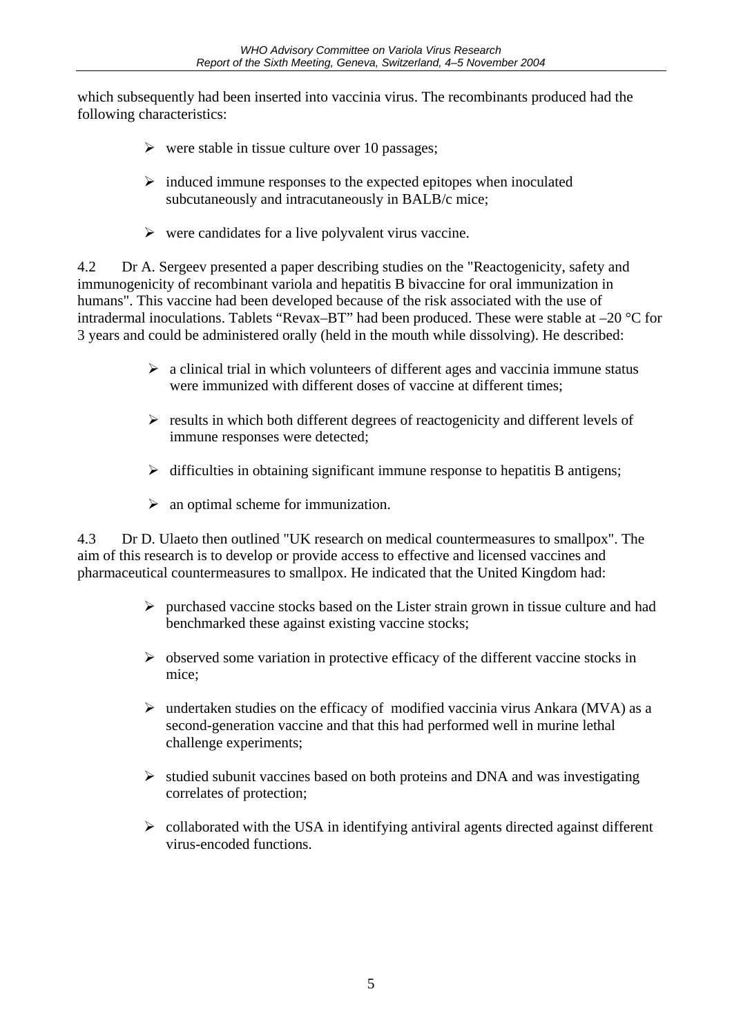which subsequently had been inserted into vaccinia virus. The recombinants produced had the following characteristics:

- were stable in tissue culture over 10 passages;
- induced immune responses to the expected epitopes when inoculated subcutaneously and intracutaneously in BALB/c mice;
- were candidates for a live polyvalent virus vaccine.

4.2 Dr A. Sergeev presented a paper describing studies on the "Reactogenicity, safety and immunogenicity of recombinant variola and hepatitis B bivaccine for oral immunization in humans". This vaccine had been developed because of the risk associated with the use of intradermal inoculations. Tablets "Revax–BT" had been produced. These were stable at –20 °C for 3 years and could be administered orally (held in the mouth while dissolving). He described:

- a clinical trial in which volunteers of different ages and vaccinia immune status were immunized with different doses of vaccine at different times;
- results in which both different degrees of reactogenicity and different levels of immune responses were detected;
- difficulties in obtaining significant immune response to hepatitis B antigens;
- an optimal scheme for immunization.

4.3 Dr D. Ulaeto then outlined "UK research on medical countermeasures to smallpox". The aim of this research is to develop or provide access to effective and licensed vaccines and pharmaceutical countermeasures to smallpox. He indicated that the United Kingdom had:

- purchased vaccine stocks based on the Lister strain grown in tissue culture and had benchmarked these against existing vaccine stocks;
- observed some variation in protective efficacy of the different vaccine stocks in mice;
- undertaken studies on the efficacy of modified vaccinia virus Ankara (MVA) as a second-generation vaccine and that this had performed well in murine lethal challenge experiments;
- studied subunit vaccines based on both proteins and DNA and was investigating correlates of protection;
- collaborated with the USA in identifying antiviral agents directed against different virus-encoded functions.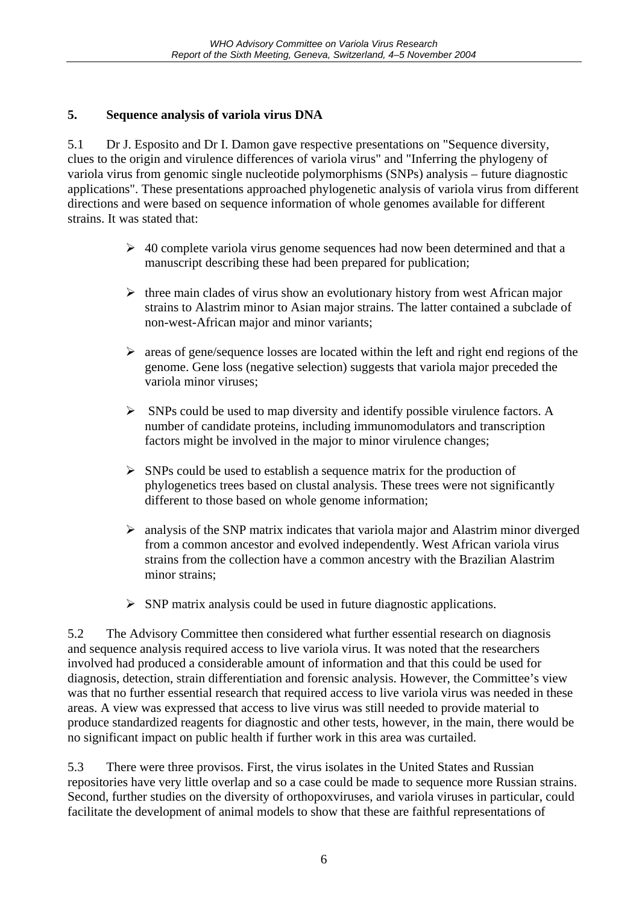## 5. Sequence analysis of variola virus DNA

5.1 Dr J. Esposito and Dr I. Damon gave respective presentations on "Sequence diversity, clues to the origin and virulence differences of variola virus" and "Inferring the phylogeny of variola virus from genomic single nucleotide polymorphisms (SNPs) analysis – future diagnostic applications". These presentations approached phylogenetic analysis of variola virus from different directions and were based on sequence information of whole genomes available for different strains. It was stated that:

- 40 complete variola virus genome sequences had now been determined and that a manuscript describing these had been prepared for publication;
- three main clades of virus show an evolutionary history from west African major strains to Alastrim minor to Asian major strains. The latter contained a subclade of non-west-African major and minor variants;
- areas of gene/sequence losses are located within the left and right end regions of the genome. Gene loss (negative selection) suggests that variola major preceded the variola minor viruses;
- SNPs could be used to map diversity and identify possible virulence factors. A number of candidate proteins, including immunomodulators and transcription factors might be involved in the major to minor virulence changes;
- SNPs could be used to establish a sequence matrix for the production of phylogenetics trees based on clustal analysis. These trees were not significantly different to those based on whole genome information;
- analysis of the SNP matrix indicates that variola major and Alastrim minor diverged from a common ancestor and evolved independently. West African variola virus strains from the collection have a common ancestry with the Brazilian Alastrim minor strains;
- SNP matrix analysis could be used in future diagnostic applications.

5.2 The Advisory Committee then considered what further essential research on diagnosis and sequence analysis required access to live variola virus. It was noted that the researchers involved had produced a considerable amount of information and that this could be used for diagnosis, detection, strain differentiation and forensic analysis. However, the Committee's view was that no further essential research that required access to live variola virus was needed in these areas. A view was expressed that access to live virus was still needed to provide material to produce standardized reagents for diagnostic and other tests, however, in the main, there would be no significant impact on public health if further work in this area was curtailed.

5.3 There were three provisos. First, the virus isolates in the United States and Russian repositories have very little overlap and so a case could be made to sequence more Russian strains. Second, further studies on the diversity of orthopoxviruses, and variola viruses in particular, could facilitate the development of animal models to show that these are faithful representations of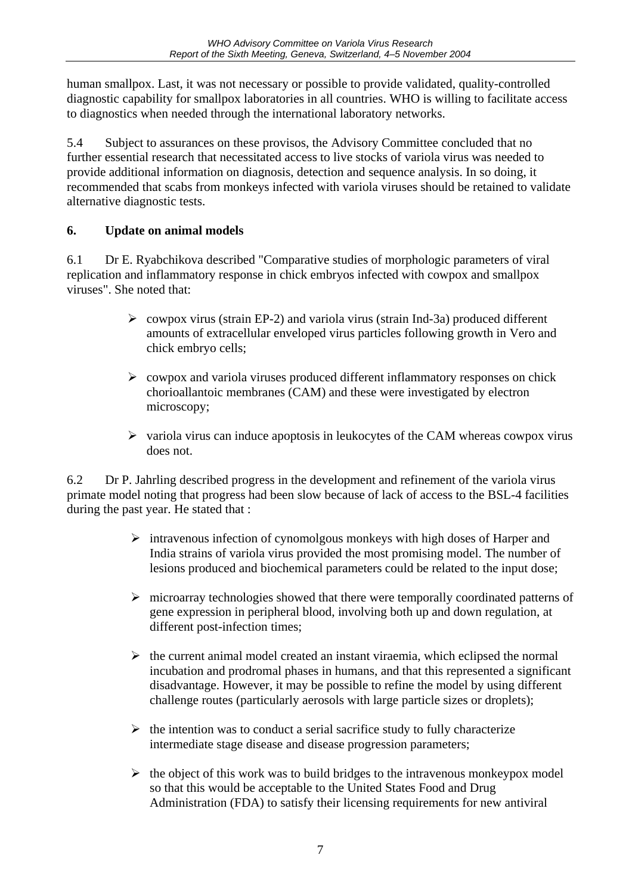human smallpox. Last, it was not necessary or possible to provide validated, quality-controlled diagnostic capability for smallpox laboratories in all countries. WHO is willing to facilitate access to diagnostics when needed through the international laboratory networks.

5.4 Subject to assurances on these provisos, the Advisory Committee concluded that no further essential research that necessitated access to live stocks of variola virus was needed to provide additional information on diagnosis, detection and sequence analysis. In so doing, it recommended that scabs from monkeys infected with variola viruses should be retained to validate alternative diagnostic tests.

## 6. Update on animal models

6.1 Dr E. Ryabchikova described "Comparative studies of morphologic parameters of viral replication and inflammatory response in chick embryos infected with cowpox and smallpox viruses". She noted that:

- cowpox virus (strain EP-2) and variola virus (strain Ind-3a) produced different amounts of extracellular enveloped virus particles following growth in Vero and chick embryo cells;
- cowpox and variola viruses produced different inflammatory responses on chick chorioallantoic membranes (CAM) and these were investigated by electron microscopy;
- variola virus can induce apoptosis in leukocytes of the CAM whereas cowpox virus does not.

6.2 Dr P. Jahrling described progress in the development and refinement of the variola virus primate model noting that progress had been slow because of lack of access to the BSL-4 facilities during the past year. He stated that :

- intravenous infection of cynomolgous monkeys with high doses of Harper and India strains of variola virus provided the most promising model. The number of lesions produced and biochemical parameters could be related to the input dose;
- microarray technologies showed that there were temporally coordinated patterns of gene expression in peripheral blood, involving both up and down regulation, at different post-infection times;
- the current animal model created an instant viraemia, which eclipsed the normal incubation and prodromal phases in humans, and that this represented a significant disadvantage. However, it may be possible to refine the model by using different challenge routes (particularly aerosols with large particle sizes or droplets);
- the intention was to conduct a serial sacrifice study to fully characterize intermediate stage disease and disease progression parameters;
- the object of this work was to build bridges to the intravenous monkeypox model so that this would be acceptable to the United States Food and Drug Administration (FDA) to satisfy their licensing requirements for new antiviral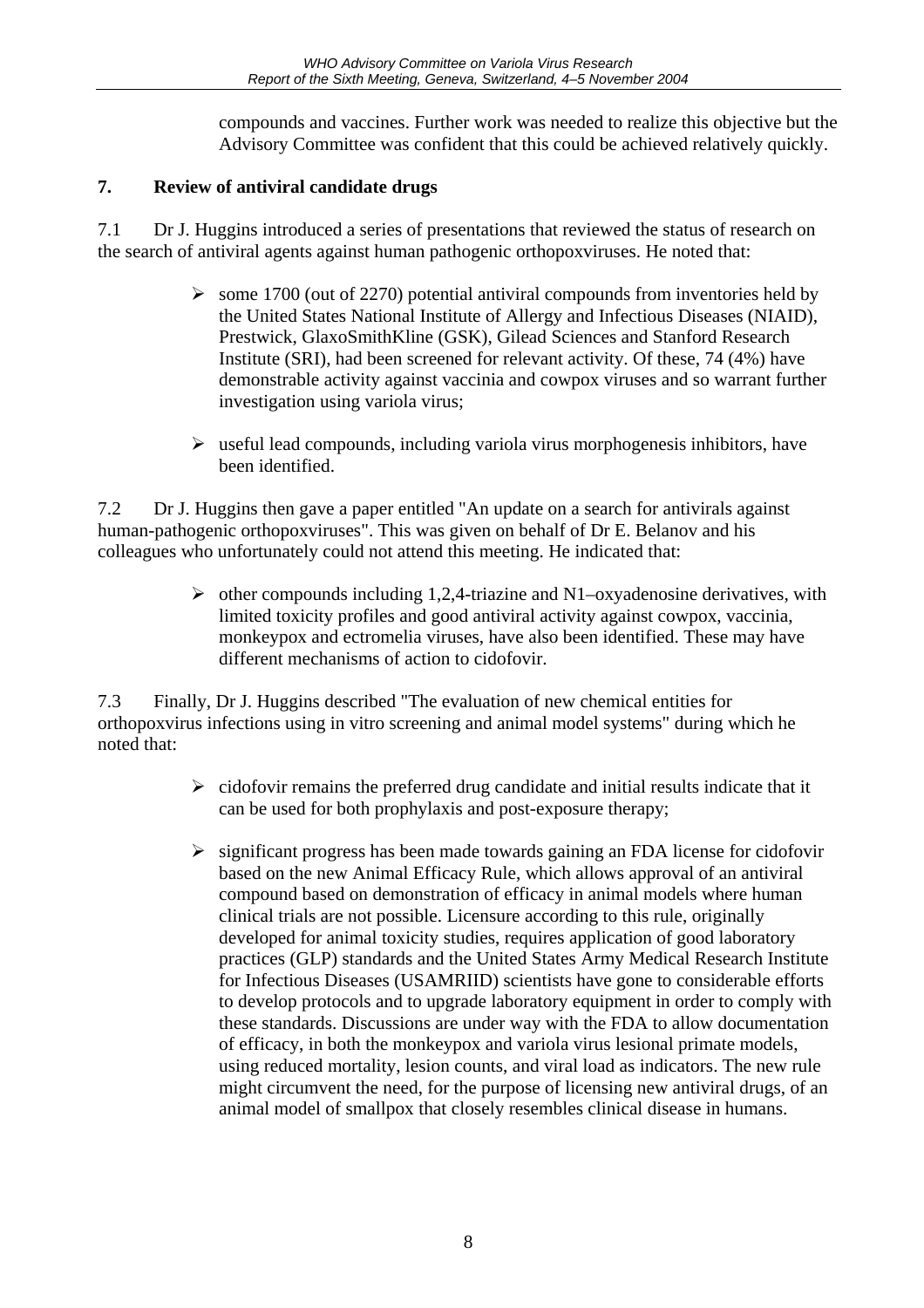compounds and vaccines. Further work was needed to realize this objective but the Advisory Committee was confident that this could be achieved relatively quickly.

## 7. Review of antiviral candidate drugs

7.1 Dr J. Huggins introduced a series of presentations that reviewed the status of research on the search of antiviral agents against human pathogenic orthopoxviruses. He noted that:

- some 1700 (out of 2270) potential antiviral compounds from inventories held by the United States National Institute of Allergy and Infectious Diseases (NIAID), Prestwick, GlaxoSmithKline (GSK), Gilead Sciences and Stanford Research Institute (SRI), had been screened for relevant activity. Of these, 74 (4%) have demonstrable activity against vaccinia and cowpox viruses and so warrant further investigation using variola virus;
- useful lead compounds, including variola virus morphogenesis inhibitors, have been identified.

7.2 Dr J. Huggins then gave a paper entitled "An update on a search for antivirals against human-pathogenic orthopoxviruses". This was given on behalf of Dr E. Belanov and his colleagues who unfortunately could not attend this meeting. He indicated that:

- other compounds including 1,2,4-triazine and N1–oxyadenosine derivatives, with limited toxicity profiles and good antiviral activity against cowpox, vaccinia, monkeypox and ectromelia viruses, have also been identified. These may have different mechanisms of action to cidofovir.

7.3 Finally, Dr J. Huggins described "The evaluation of new chemical entities for orthopoxvirus infections using in vitro screening and animal model systems" during which he noted that:

- cidofovir remains the preferred drug candidate and initial results indicate that it can be used for both prophylaxis and post-exposure therapy;
- significant progress has been made towards gaining an FDA license for cidofovir based on the new Animal Efficacy Rule, which allows approval of an antiviral compound based on demonstration of efficacy in animal models where human clinical trials are not possible. Licensure according to this rule, originally developed for animal toxicity studies, requires application of good laboratory practices (GLP) standards and the United States Army Medical Research Institute for Infectious Diseases (USAMRIID) scientists have gone to considerable efforts to develop protocols and to upgrade laboratory equipment in order to comply with these standards. Discussions are under way with the FDA to allow documentation of efficacy, in both the monkeypox and variola virus lesional primate models, using reduced mortality, lesion counts, and viral load as indicators. The new rule might circumvent the need, for the purpose of licensing new antiviral drugs, of an animal model of smallpox that closely resembles clinical disease in humans.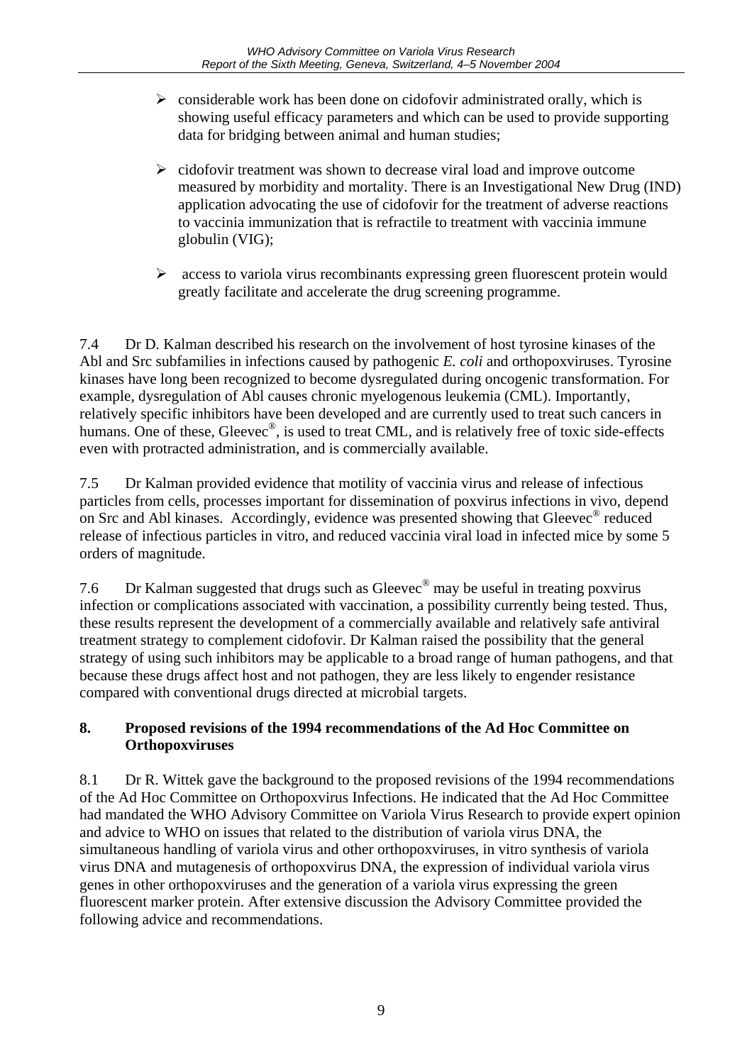- considerable work has been done on cidofovir administrated orally, which is showing useful efficacy parameters and which can be used to provide supporting data for bridging between animal and human studies;

- cidofovir treatment was shown to decrease viral load and improve outcome measured by morbidity and mortality. There is an Investigational New Drug (IND) application advocating the use of cidofovir for the treatment of adverse reactions to vaccinia immunization that is refractile to treatment with vaccinia immune globulin (VIG);

- access to variola virus recombinants expressing green fluorescent protein would greatly facilitate and accelerate the drug screening programme.

7.4 Dr D. Kalman described his research on the involvement of host tyrosine kinases of the Abl and Src subfamilies in infections caused by pathogenic *E. coli* and orthopoxviruses. Tyrosine kinases have long been recognized to become dysregulated during oncogenic transformation. For example, dysregulation of Abl causes chronic myelogenous leukemia (CML). Importantly, relatively specific inhibitors have been developed and are currently used to treat such cancers in humans. One of these, Gleevec®, is used to treat CML, and is relatively free of toxic side-effects even with protracted administration, and is commercially available.

7.5 Dr Kalman provided evidence that motility of vaccinia virus and release of infectious particles from cells, processes important for dissemination of poxvirus infections in vivo, depend on Src and Abl kinases. Accordingly, evidence was presented showing that Gleevec® reduced release of infectious particles in vitro, and reduced vaccinia viral load in infected mice by some 5 orders of magnitude.

7.6 Dr Kalman suggested that drugs such as Gleevec® may be useful in treating poxvirus infection or complications associated with vaccination, a possibility currently being tested. Thus, these results represent the development of a commercially available and relatively safe antiviral treatment strategy to complement cidofovir. Dr Kalman raised the possibility that the general strategy of using such inhibitors may be applicable to a broad range of human pathogens, and that because these drugs affect host and not pathogen, they are less likely to engender resistance compared with conventional drugs directed at microbial targets.

## 8. Proposed revisions of the 1994 recommendations of the Ad Hoc Committee on Orthopoxviruses

8.1 Dr R. Wittek gave the background to the proposed revisions of the 1994 recommendations of the Ad Hoc Committee on Orthopoxvirus Infections. He indicated that the Ad Hoc Committee had mandated the WHO Advisory Committee on Variola Virus Research to provide expert opinion and advice to WHO on issues that related to the distribution of variola virus DNA, the simultaneous handling of variola virus and other orthopoxviruses, in vitro synthesis of variola virus DNA and mutagenesis of orthopoxvirus DNA, the expression of individual variola virus genes in other orthopoxviruses and the generation of a variola virus expressing the green fluorescent marker protein. After extensive discussion the Advisory Committee provided the following advice and recommendations.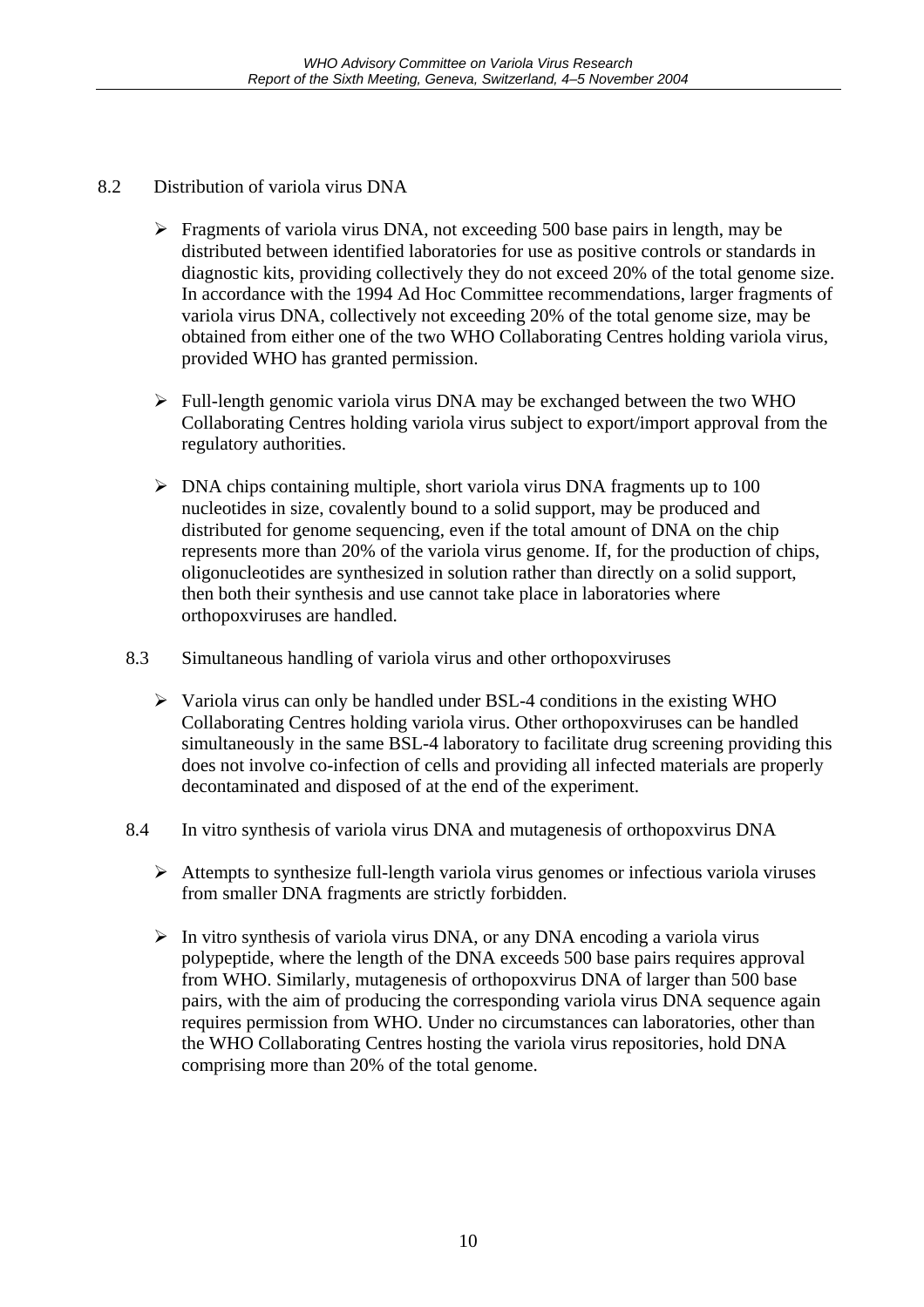8.2 Distribution of variola virus DNA

- Fragments of variola virus DNA, not exceeding 500 base pairs in length, may be distributed between identified laboratories for use as positive controls or standards in diagnostic kits, providing collectively they do not exceed 20% of the total genome size. In accordance with the 1994 Ad Hoc Committee recommendations, larger fragments of variola virus DNA, collectively not exceeding 20% of the total genome size, may be obtained from either one of the two WHO Collaborating Centres holding variola virus, provided WHO has granted permission.

- Full-length genomic variola virus DNA may be exchanged between the two WHO Collaborating Centres holding variola virus subject to export/import approval from the regulatory authorities.

- DNA chips containing multiple, short variola virus DNA fragments up to 100 nucleotides in size, covalently bound to a solid support, may be produced and distributed for genome sequencing, even if the total amount of DNA on the chip represents more than 20% of the variola virus genome. If, for the production of chips, oligonucleotides are synthesized in solution rather than directly on a solid support, then both their synthesis and use cannot take place in laboratories where orthopoxviruses are handled.

8.3 Simultaneous handling of variola virus and other orthopoxviruses

- Variola virus can only be handled under BSL-4 conditions in the existing WHO Collaborating Centres holding variola virus. Other orthopoxviruses can be handled simultaneously in the same BSL-4 laboratory to facilitate drug screening providing this does not involve co-infection of cells and providing all infected materials are properly decontaminated and disposed of at the end of the experiment.

8.4 In vitro synthesis of variola virus DNA and mutagenesis of orthopoxvirus DNA

- Attempts to synthesize full-length variola virus genomes or infectious variola viruses from smaller DNA fragments are strictly forbidden.

- In vitro synthesis of variola virus DNA, or any DNA encoding a variola virus polypeptide, where the length of the DNA exceeds 500 base pairs requires approval from WHO. Similarly, mutagenesis of orthopoxvirus DNA of larger than 500 base pairs, with the aim of producing the corresponding variola virus DNA sequence again requires permission from WHO. Under no circumstances can laboratories, other than the WHO Collaborating Centres hosting the variola virus repositories, hold DNA comprising more than 20% of the total genome.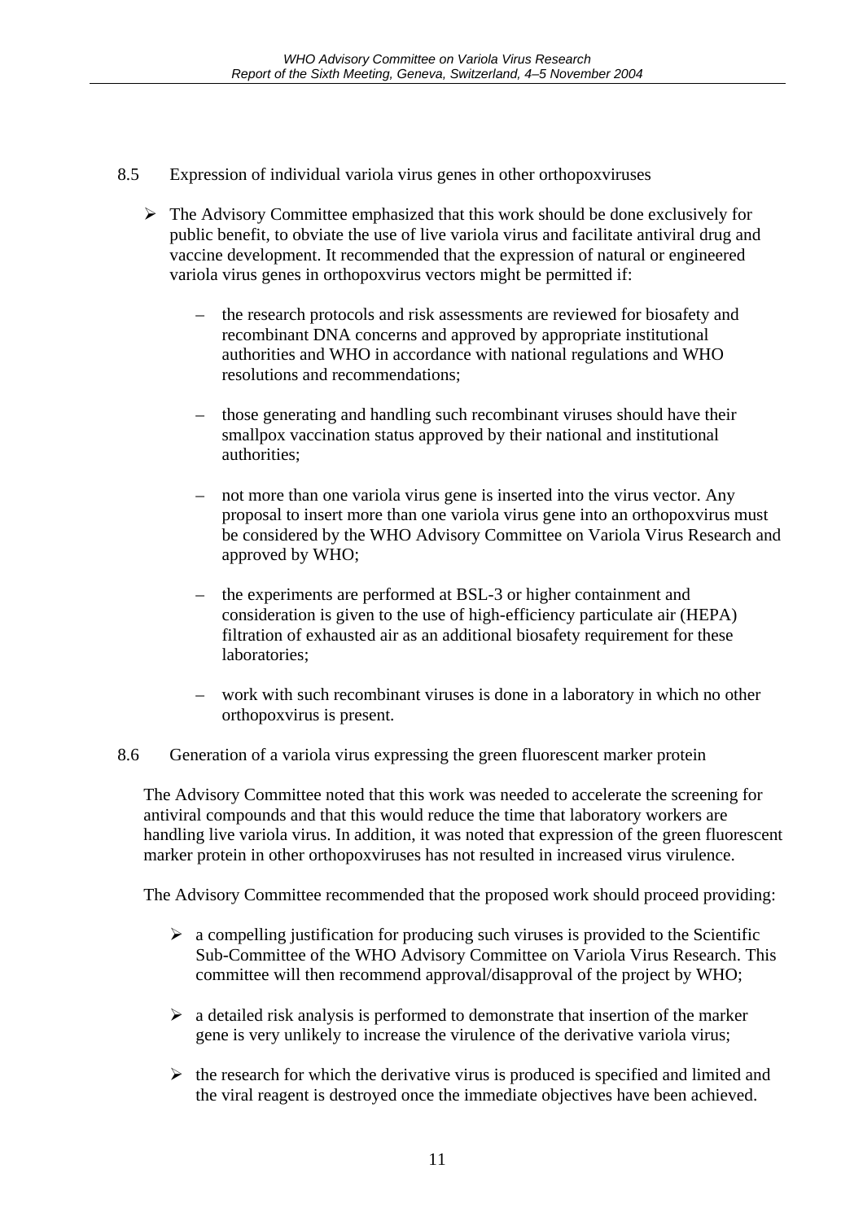## 8.5 Expression of individual variola virus genes in other orthopoxviruses

- The Advisory Committee emphasized that this work should be done exclusively for public benefit, to obviate the use of live variola virus and facilitate antiviral drug and vaccine development. It recommended that the expression of natural or engineered variola virus genes in orthopoxvirus vectors might be permitted if:

  - the research protocols and risk assessments are reviewed for biosafety and recombinant DNA concerns and approved by appropriate institutional authorities and WHO in accordance with national regulations and WHO resolutions and recommendations;

  - those generating and handling such recombinant viruses should have their smallpox vaccination status approved by their national and institutional authorities;

  - not more than one variola virus gene is inserted into the virus vector. Any proposal to insert more than one variola virus gene into an orthopoxvirus must be considered by the WHO Advisory Committee on Variola Virus Research and approved by WHO;

  - the experiments are performed at BSL-3 or higher containment and consideration is given to the use of high-efficiency particulate air (HEPA) filtration of exhausted air as an additional biosafety requirement for these laboratories;

  - work with such recombinant viruses is done in a laboratory in which no other orthopoxvirus is present.

## 8.6 Generation of a variola virus expressing the green fluorescent marker protein

The Advisory Committee noted that this work was needed to accelerate the screening for antiviral compounds and that this would reduce the time that laboratory workers are handling live variola virus. In addition, it was noted that expression of the green fluorescent marker protein in other orthopoxviruses has not resulted in increased virus virulence.

The Advisory Committee recommended that the proposed work should proceed providing:

- a compelling justification for producing such viruses is provided to the Scientific Sub-Committee of the WHO Advisory Committee on Variola Virus Research. This committee will then recommend approval/disapproval of the project by WHO;

- a detailed risk analysis is performed to demonstrate that insertion of the marker gene is very unlikely to increase the virulence of the derivative variola virus;

- the research for which the derivative virus is produced is specified and limited and the viral reagent is destroyed once the immediate objectives have been achieved.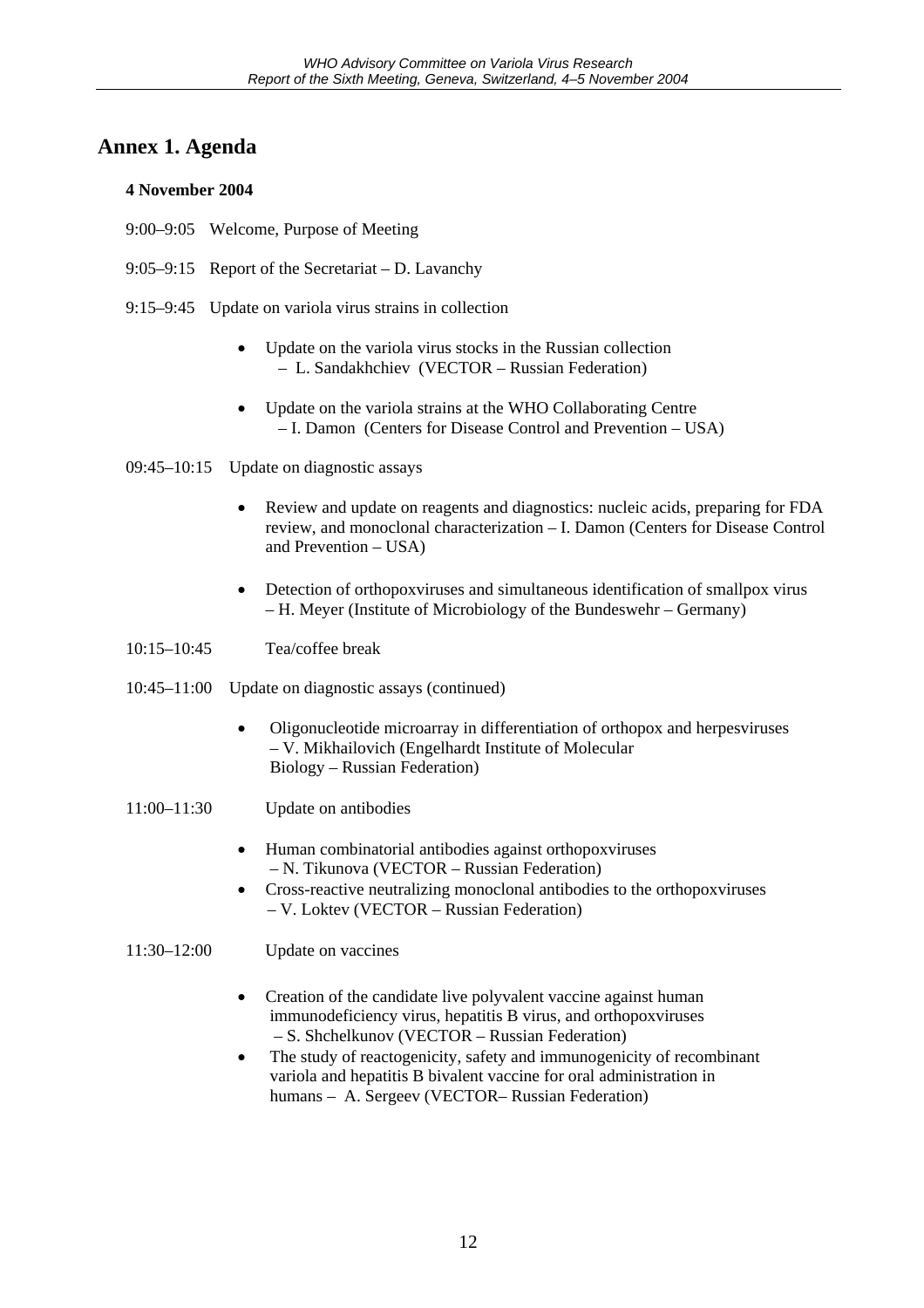## Annex 1. Agenda

**4 November 2004**

9:00–9:05 Welcome, Purpose of Meeting

9:05–9:15 Report of the Secretariat – D. Lavanchy

9:15–9:45 Update on variola virus strains in collection

- Update on the variola virus stocks in the Russian collection – L. Sandakhchiev (VECTOR – Russian Federation)
- Update on the variola strains at the WHO Collaborating Centre – I. Damon (Centers for Disease Control and Prevention – USA)

09:45–10:15 Update on diagnostic assays

- Review and update on reagents and diagnostics: nucleic acids, preparing for FDA review, and monoclonal characterization – I. Damon (Centers for Disease Control and Prevention – USA)
- Detection of orthopoxviruses and simultaneous identification of smallpox virus – H. Meyer (Institute of Microbiology of the Bundeswehr – Germany)

10:15–10:45 Tea/coffee break

10:45–11:00 Update on diagnostic assays (continued)

- Oligonucleotide microarray in differentiation of orthopox and herpesviruses – V. Mikhailovich (Engelhardt Institute of Molecular Biology – Russian Federation)

11:00–11:30 Update on antibodies

- Human combinatorial antibodies against orthopoxviruses – N. Tikunova (VECTOR – Russian Federation)
- Cross-reactive neutralizing monoclonal antibodies to the orthopoxviruses – V. Loktev (VECTOR – Russian Federation)

11:30–12:00 Update on vaccines

- Creation of the candidate live polyvalent vaccine against human immunodeficiency virus, hepatitis B virus, and orthopoxviruses – S. Shchelkunov (VECTOR – Russian Federation)
- The study of reactogenicity, safety and immunogenicity of recombinant variola and hepatitis B bivalent vaccine for oral administration in humans – A. Sergeev (VECTOR– Russian Federation)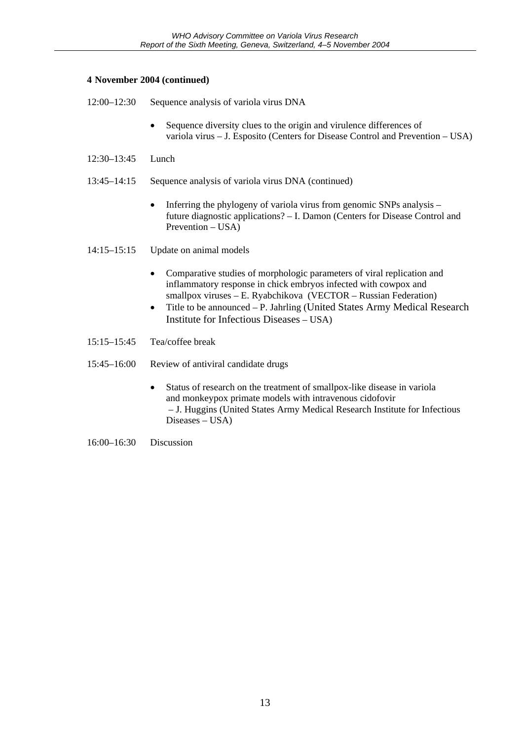**4 November 2004 (continued)**

12:00–12:30 Sequence analysis of variola virus DNA

- Sequence diversity clues to the origin and virulence differences of variola virus – J. Esposito (Centers for Disease Control and Prevention – USA)

12:30–13:45 Lunch

13:45–14:15 Sequence analysis of variola virus DNA (continued)

- Inferring the phylogeny of variola virus from genomic SNPs analysis – future diagnostic applications? – I. Damon (Centers for Disease Control and Prevention – USA)

14:15–15:15 Update on animal models

- Comparative studies of morphologic parameters of viral replication and inflammatory response in chick embryos infected with cowpox and smallpox viruses – E. Ryabchikova (VECTOR – Russian Federation)
- Title to be announced – P. Jahrling (United States Army Medical Research Institute for Infectious Diseases – USA)

15:15–15:45 Tea/coffee break

15:45–16:00 Review of antiviral candidate drugs

- Status of research on the treatment of smallpox-like disease in variola and monkeypox primate models with intravenous cidofovir – J. Huggins (United States Army Medical Research Institute for Infectious Diseases – USA)

16:00–16:30 Discussion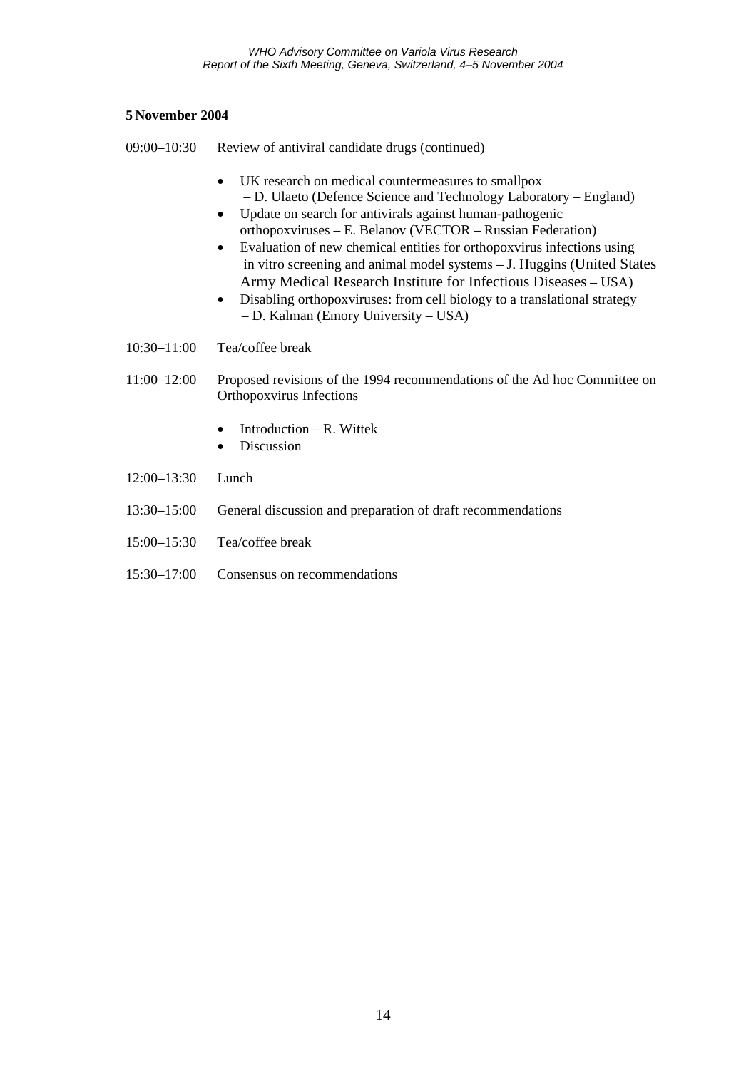**5 November 2004**

09:00–10:30 Review of antiviral candidate drugs (continued)

- UK research on medical countermeasures to smallpox – D. Ulaeto (Defence Science and Technology Laboratory – England)
- Update on search for antivirals against human-pathogenic orthopoxviruses – E. Belanov (VECTOR – Russian Federation)
- Evaluation of new chemical entities for orthopoxvirus infections using in vitro screening and animal model systems – J. Huggins (United States Army Medical Research Institute for Infectious Diseases – USA)
- Disabling orthopoxviruses: from cell biology to a translational strategy – D. Kalman (Emory University – USA)

10:30–11:00 Tea/coffee break

11:00–12:00 Proposed revisions of the 1994 recommendations of the Ad hoc Committee on Orthopoxvirus Infections

- Introduction – R. Wittek
- Discussion

12:00–13:30 Lunch

13:30–15:00 General discussion and preparation of draft recommendations

15:00–15:30 Tea/coffee break

15:30–17:00 Consensus on recommendations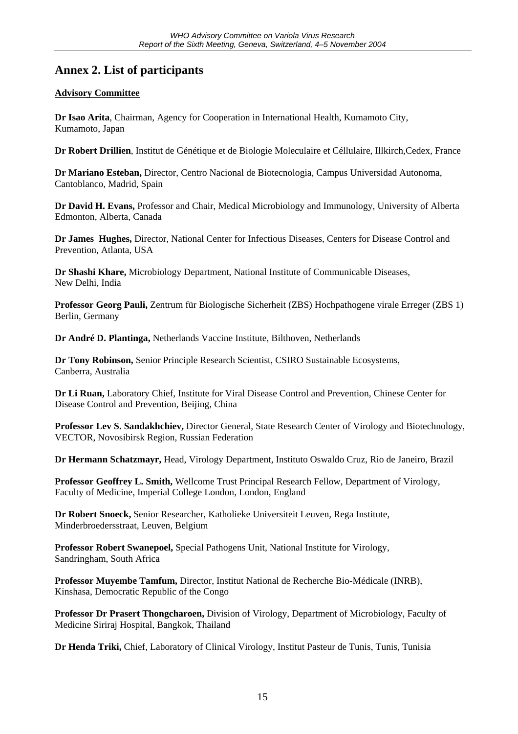# Annex 2. List of participants

**Advisory Committee**

**Dr Isao Arita**, Chairman, Agency for Cooperation in International Health, Kumamoto City, Kumamoto, Japan

**Dr Robert Drillien**, Institut de Génétique et de Biologie Moleculaire et Céllulaire, Illkirch,Cedex, France

**Dr Mariano Esteban,** Director, Centro Nacional de Biotecnologia, Campus Universidad Autonoma, Cantoblanco, Madrid, Spain

**Dr David H. Evans,** Professor and Chair, Medical Microbiology and Immunology, University of Alberta Edmonton, Alberta, Canada

**Dr James Hughes,** Director, National Center for Infectious Diseases, Centers for Disease Control and Prevention, Atlanta, USA

**Dr Shashi Khare,** Microbiology Department, National Institute of Communicable Diseases, New Delhi, India

**Professor Georg Pauli,** Zentrum für Biologische Sicherheit (ZBS) Hochpathogene virale Erreger (ZBS 1) Berlin, Germany

**Dr André D. Plantinga,** Netherlands Vaccine Institute, Bilthoven, Netherlands

**Dr Tony Robinson,** Senior Principle Research Scientist, CSIRO Sustainable Ecosystems, Canberra, Australia

**Dr Li Ruan,** Laboratory Chief, Institute for Viral Disease Control and Prevention, Chinese Center for Disease Control and Prevention, Beijing, China

**Professor Lev S. Sandakhchiev,** Director General, State Research Center of Virology and Biotechnology, VECTOR, Novosibirsk Region, Russian Federation

**Dr Hermann Schatzmayr,** Head, Virology Department, Instituto Oswaldo Cruz, Rio de Janeiro, Brazil

**Professor Geoffrey L. Smith,** Wellcome Trust Principal Research Fellow, Department of Virology, Faculty of Medicine, Imperial College London, London, England

**Dr Robert Snoeck,** Senior Researcher, Katholieke Universiteit Leuven, Rega Institute, Minderbroedersstraat, Leuven, Belgium

**Professor Robert Swanepoel,** Special Pathogens Unit, National Institute for Virology, Sandringham, South Africa

**Professor Muyembe Tamfum,** Director, Institut National de Recherche Bio-Médicale (INRB), Kinshasa, Democratic Republic of the Congo

**Professor Dr Prasert Thongcharoen,** Division of Virology, Department of Microbiology, Faculty of Medicine Siriraj Hospital, Bangkok, Thailand

**Dr Henda Triki,** Chief, Laboratory of Clinical Virology, Institut Pasteur de Tunis, Tunis, Tunisia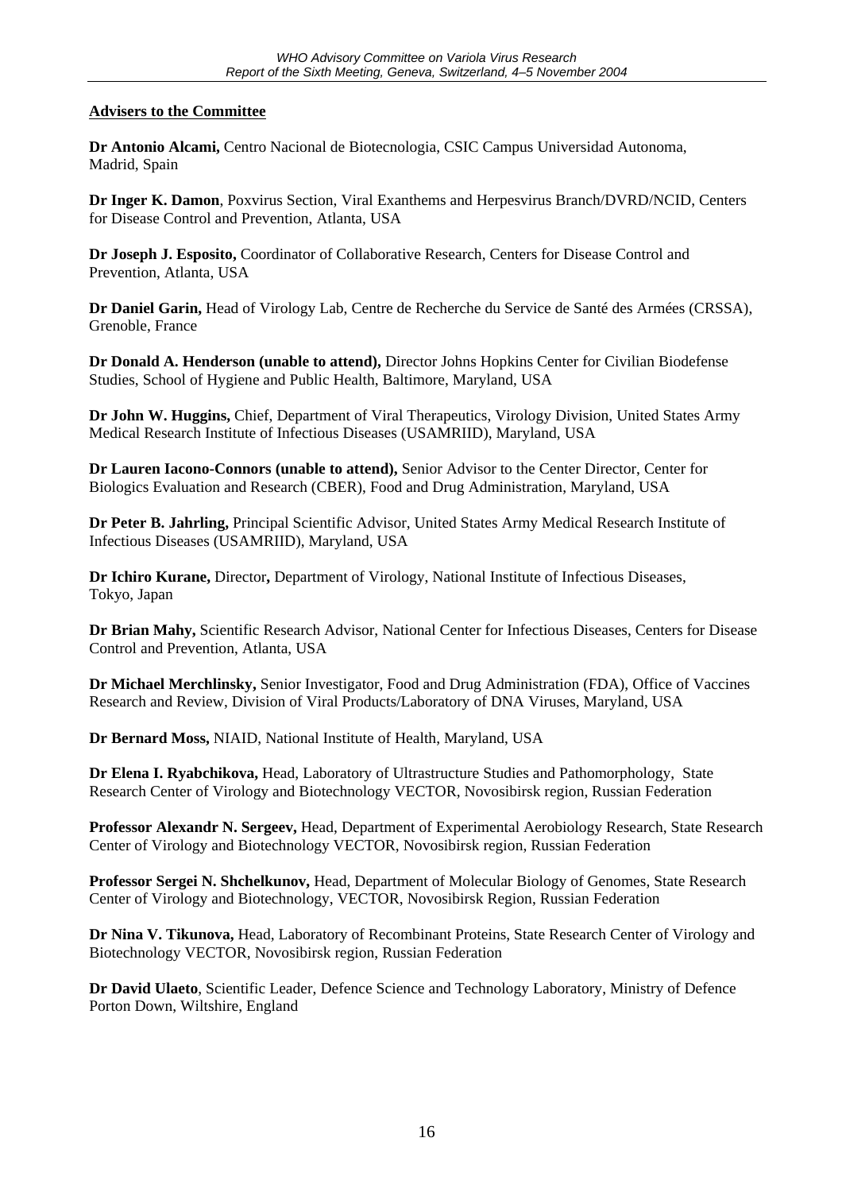**Advisers to the Committee**

**Dr Antonio Alcami,** Centro Nacional de Biotecnologia, CSIC Campus Universidad Autonoma, Madrid, Spain

**Dr Inger K. Damon**, Poxvirus Section, Viral Exanthems and Herpesvirus Branch/DVRD/NCID, Centers for Disease Control and Prevention, Atlanta, USA

**Dr Joseph J. Esposito,** Coordinator of Collaborative Research, Centers for Disease Control and Prevention, Atlanta, USA

**Dr Daniel Garin,** Head of Virology Lab, Centre de Recherche du Service de Santé des Armées (CRSSA), Grenoble, France

**Dr Donald A. Henderson (unable to attend),** Director Johns Hopkins Center for Civilian Biodefense Studies, School of Hygiene and Public Health, Baltimore, Maryland, USA

**Dr John W. Huggins,** Chief, Department of Viral Therapeutics, Virology Division, United States Army Medical Research Institute of Infectious Diseases (USAMRIID), Maryland, USA

**Dr Lauren Iacono-Connors (unable to attend),** Senior Advisor to the Center Director, Center for Biologics Evaluation and Research (CBER), Food and Drug Administration, Maryland, USA

**Dr Peter B. Jahrling,** Principal Scientific Advisor, United States Army Medical Research Institute of Infectious Diseases (USAMRIID), Maryland, USA

**Dr Ichiro Kurane,** Director**,** Department of Virology, National Institute of Infectious Diseases, Tokyo, Japan

**Dr Brian Mahy,** Scientific Research Advisor, National Center for Infectious Diseases, Centers for Disease Control and Prevention, Atlanta, USA

**Dr Michael Merchlinsky,** Senior Investigator, Food and Drug Administration (FDA), Office of Vaccines Research and Review, Division of Viral Products/Laboratory of DNA Viruses, Maryland, USA

**Dr Bernard Moss,** NIAID, National Institute of Health, Maryland, USA

**Dr Elena I. Ryabchikova,** Head, Laboratory of Ultrastructure Studies and Pathomorphology, State Research Center of Virology and Biotechnology VECTOR, Novosibirsk region, Russian Federation

**Professor Alexandr N. Sergeev,** Head, Department of Experimental Aerobiology Research, State Research Center of Virology and Biotechnology VECTOR, Novosibirsk region, Russian Federation

**Professor Sergei N. Shchelkunov,** Head, Department of Molecular Biology of Genomes, State Research Center of Virology and Biotechnology, VECTOR, Novosibirsk Region, Russian Federation

**Dr Nina V. Tikunova,** Head, Laboratory of Recombinant Proteins, State Research Center of Virology and Biotechnology VECTOR, Novosibirsk region, Russian Federation

**Dr David Ulaeto**, Scientific Leader, Defence Science and Technology Laboratory, Ministry of Defence Porton Down, Wiltshire, England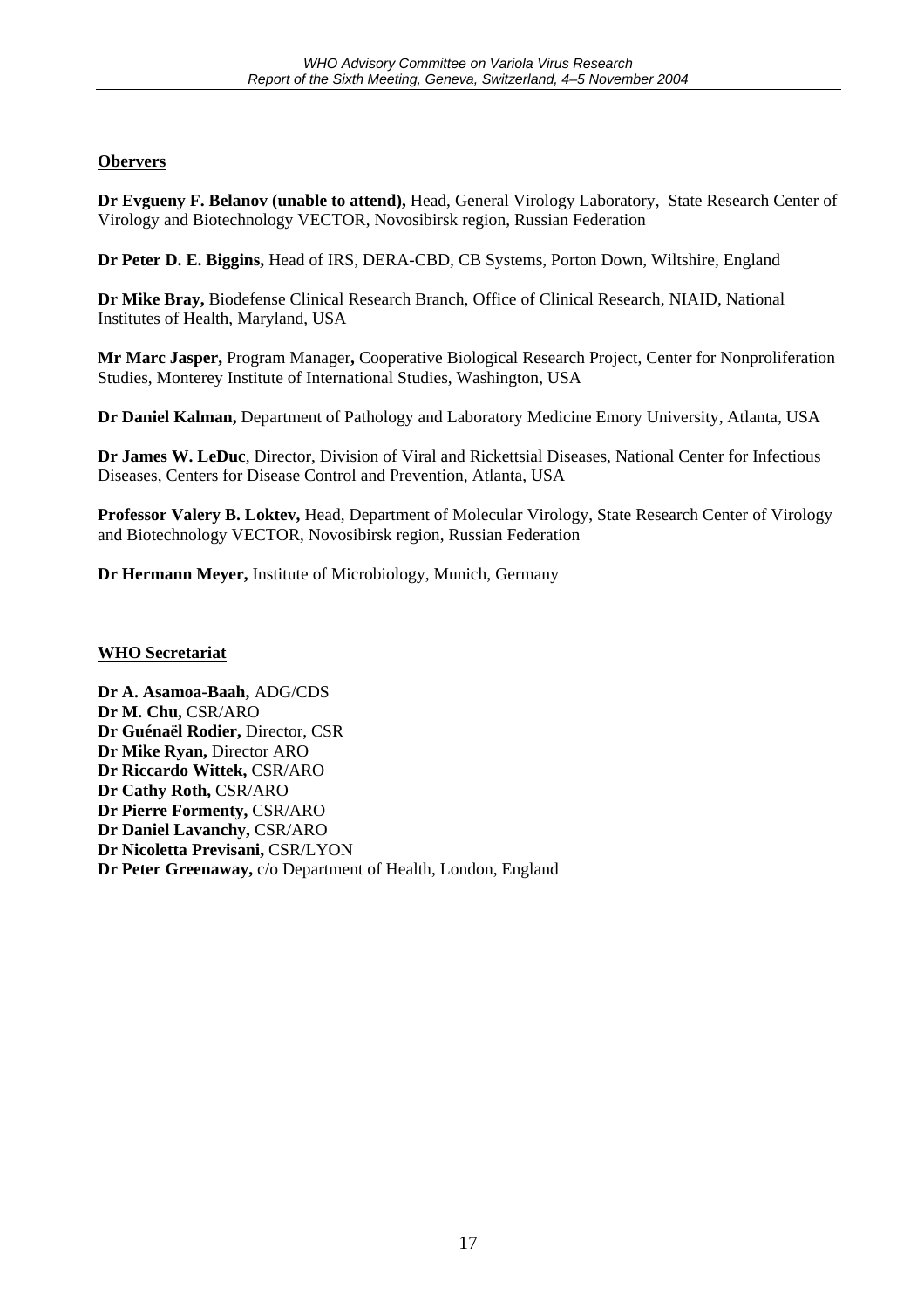**Obervers**

**Dr Evgueny F. Belanov (unable to attend),** Head, General Virology Laboratory, State Research Center of Virology and Biotechnology VECTOR, Novosibirsk region, Russian Federation

**Dr Peter D. E. Biggins,** Head of IRS, DERA-CBD, CB Systems, Porton Down, Wiltshire, England

**Dr Mike Bray,** Biodefense Clinical Research Branch, Office of Clinical Research, NIAID, National Institutes of Health, Maryland, USA

**Mr Marc Jasper,** Program Manager**,** Cooperative Biological Research Project, Center for Nonproliferation Studies, Monterey Institute of International Studies, Washington, USA

**Dr Daniel Kalman,** Department of Pathology and Laboratory Medicine Emory University, Atlanta, USA

**Dr James W. LeDuc**, Director, Division of Viral and Rickettsial Diseases, National Center for Infectious Diseases, Centers for Disease Control and Prevention, Atlanta, USA

**Professor Valery B. Loktev,** Head, Department of Molecular Virology, State Research Center of Virology and Biotechnology VECTOR, Novosibirsk region, Russian Federation

**Dr Hermann Meyer,** Institute of Microbiology, Munich, Germany

**WHO Secretariat**

**Dr A. Asamoa-Baah,** ADG/CDS
**Dr M. Chu,** CSR/ARO
**Dr Guénaël Rodier,** Director, CSR
**Dr Mike Ryan,** Director ARO
**Dr Riccardo Wittek,** CSR/ARO
**Dr Cathy Roth,** CSR/ARO
**Dr Pierre Formenty,** CSR/ARO
**Dr Daniel Lavanchy,** CSR/ARO
**Dr Nicoletta Previsani,** CSR/LYON
**Dr Peter Greenaway,** c/o Department of Health, London, England